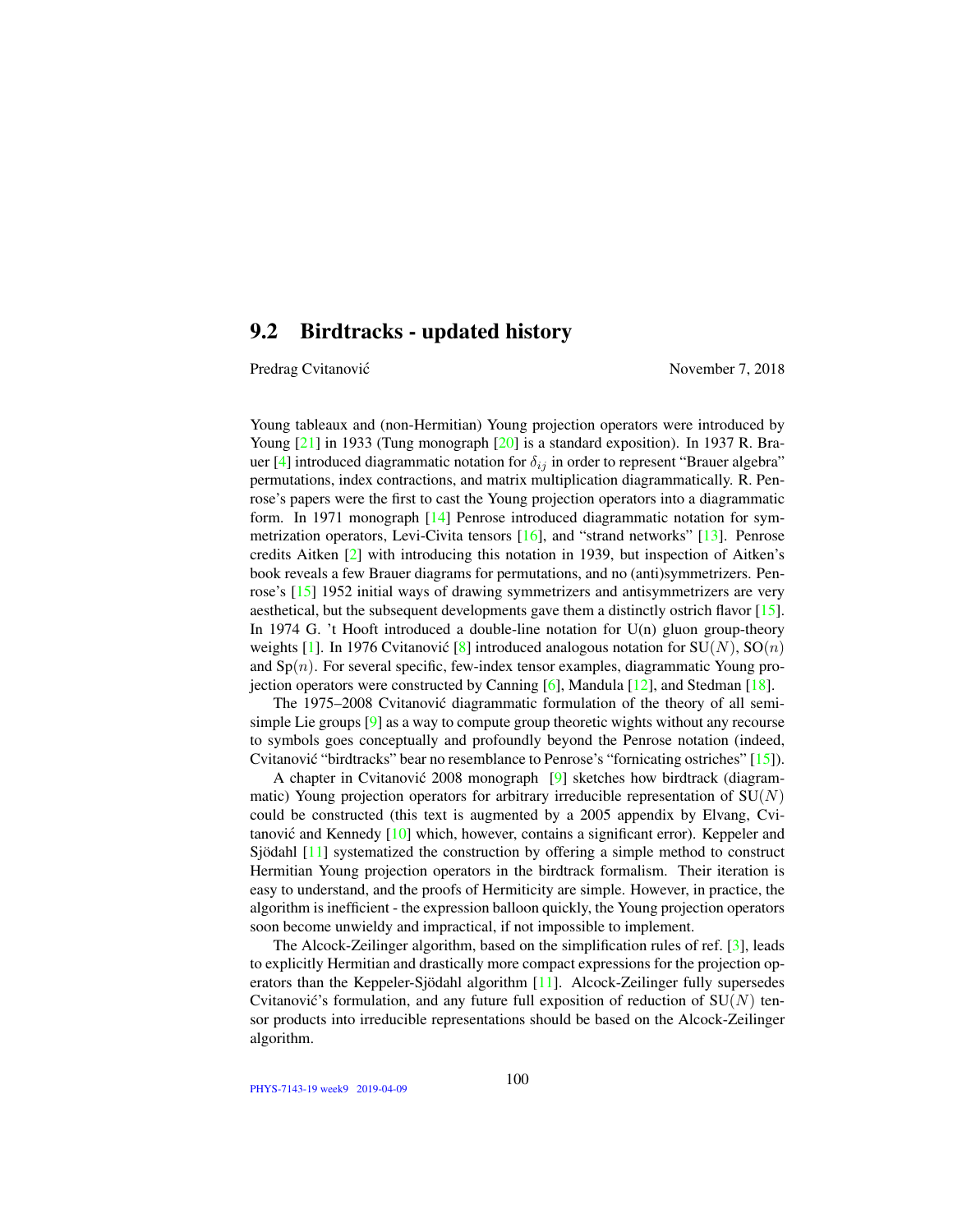## 9.2 Birdtracks - updated history

Predrag Cvitanović November 7, 2018

Young tableaux and (non-Hermitian) Young projection operators were introduced by Young [21] in 1933 (Tung monograph [20] is a standard exposition). In 1937 R. Brauer [4] introduced diagrammatic notation for $\delta_{ij}$ in order to represent "Brauer algebra" permutations, index contractions, and matrix multiplication diagrammatically. R. Penrose's papers were the first to cast the Young projection operators into a diagrammatic form. In 1971 monograph [14] Penrose introduced diagrammatic notation for symmetrization operators, Levi-Civita tensors [16], and "strand networks" [13]. Penrose credits Aitken [2] with introducing this notation in 1939, but inspection of Aitken's book reveals a few Brauer diagrams for permutations, and no (anti)symmetrizers. Penrose's [15] 1952 initial ways of drawing symmetrizers and antisymmetrizers are very aesthetical, but the subsequent developments gave them a distinctly ostrich flavor [15]. In 1974 G. 't Hooft introduced a double-line notation for U(n) gluon group-theory weights [1]. In 1976 Cvitanović [8] introduced analogous notation for SU($N$), SO($n$) and Sp($n$). For several specific, few-index tensor examples, diagrammatic Young projection operators were constructed by Canning [6], Mandula [12], and Stedman [18].

The 1975–2008 Cvitanović diagrammatic formulation of the theory of all semi-simple Lie groups [9] as a way to compute group theoretic wights without any recourse to symbols goes conceptually and profoundly beyond the Penrose notation (indeed, Cvitanović "birdtracks" bear no resemblance to Penrose's "fornicating ostriches" [15]).

A chapter in Cvitanović 2008 monograph [9] sketches how birdtrack (diagrammatic) Young projection operators for arbitrary irreducible representation of SU($N$) could be constructed (this text is augmented by a 2005 appendix by Elvang, Cvitanović and Kennedy [10] which, however, contains a significant error). Keppeler and Sjödahl [11] systematized the construction by offering a simple method to construct Hermitian Young projection operators in the birdtrack formalism. Their iteration is easy to understand, and the proofs of Hermiticity are simple. However, in practice, the algorithm is inefficient - the expression balloon quickly, the Young projection operators soon become unwieldy and impractical, if not impossible to implement.

The Alcock-Zeilinger algorithm, based on the simplification rules of ref. [3], leads to explicitly Hermitian and drastically more compact expressions for the projection operators than the Keppeler-Sjödahl algorithm [11]. Alcock-Zeilinger fully supersedes Cvitanović's formulation, and any future full exposition of reduction of SU($N$) tensor products into irreducible representations should be based on the Alcock-Zeilinger algorithm.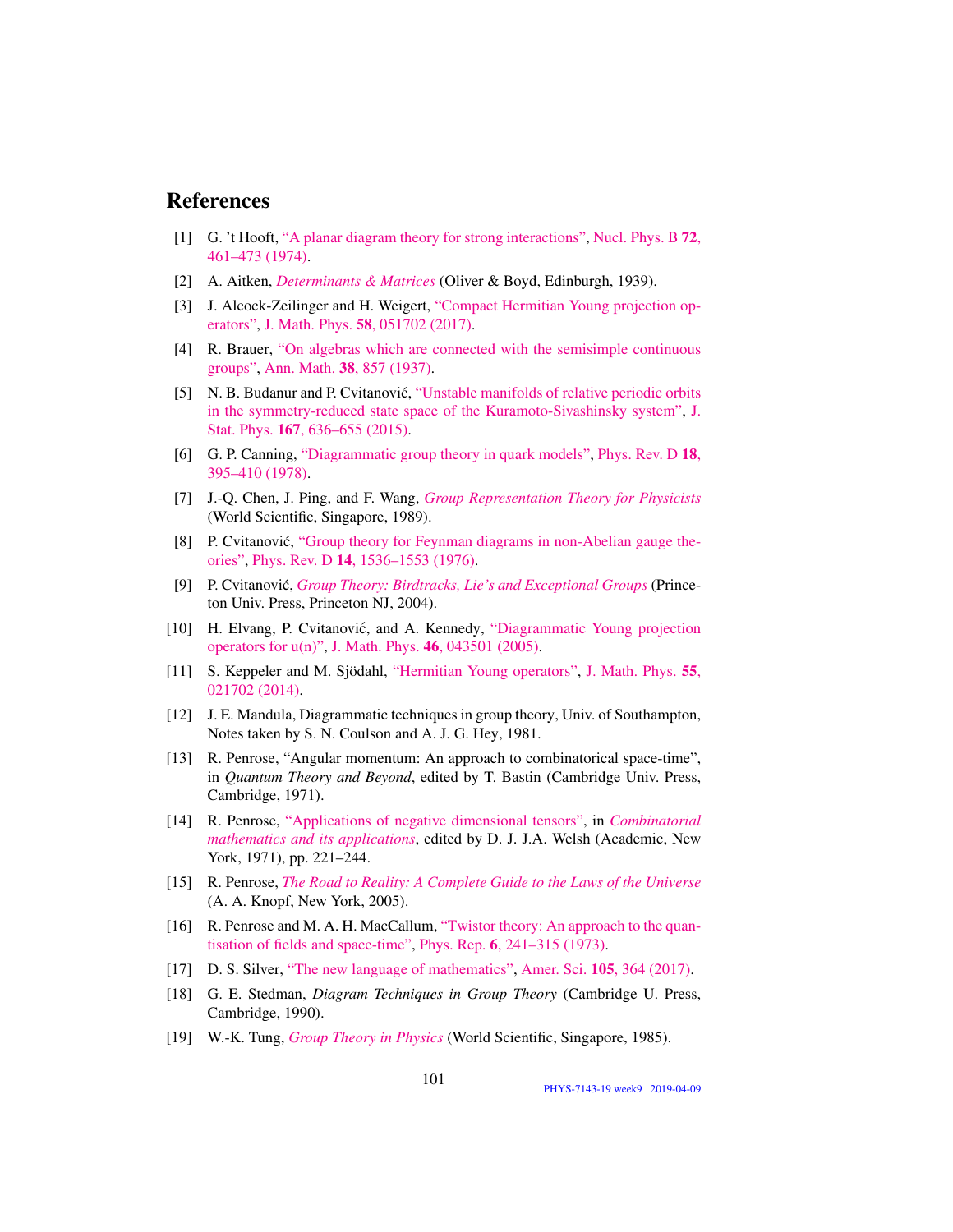# References

[1] G. 't Hooft, "A planar diagram theory for strong interactions", Nucl. Phys. B **72**, 461–473 (1974).

[2] A. Aitken, *Determinants & Matrices* (Oliver & Boyd, Edinburgh, 1939).

[3] J. Alcock-Zeilinger and H. Weigert, "Compact Hermitian Young projection operators", J. Math. Phys. **58**, 051702 (2017).

[4] R. Brauer, "On algebras which are connected with the semisimple continuous groups", Ann. Math. **38**, 857 (1937).

[5] N. B. Budanur and P. Cvitanović, "Unstable manifolds of relative periodic orbits in the symmetry-reduced state space of the Kuramoto-Sivashinsky system", J. Stat. Phys. **167**, 636–655 (2015).

[6] G. P. Canning, "Diagrammatic group theory in quark models", Phys. Rev. D **18**, 395–410 (1978).

[7] J.-Q. Chen, J. Ping, and F. Wang, *Group Representation Theory for Physicists* (World Scientific, Singapore, 1989).

[8] P. Cvitanović, "Group theory for Feynman diagrams in non-Abelian gauge theories", Phys. Rev. D **14**, 1536–1553 (1976).

[9] P. Cvitanović, *Group Theory: Birdtracks, Lie's and Exceptional Groups* (Princeton Univ. Press, Princeton NJ, 2004).

[10] H. Elvang, P. Cvitanović, and A. Kennedy, "Diagrammatic Young projection operators for u(n)", J. Math. Phys. **46**, 043501 (2005).

[11] S. Keppeler and M. Sjödahl, "Hermitian Young operators", J. Math. Phys. **55**, 021702 (2014).

[12] J. E. Mandula, Diagrammatic techniques in group theory, Univ. of Southampton, Notes taken by S. N. Coulson and A. J. G. Hey, 1981.

[13] R. Penrose, "Angular momentum: An approach to combinatorical space-time", in *Quantum Theory and Beyond*, edited by T. Bastin (Cambridge Univ. Press, Cambridge, 1971).

[14] R. Penrose, "Applications of negative dimensional tensors", in *Combinatorial mathematics and its applications*, edited by D. J. J.A. Welsh (Academic, New York, 1971), pp. 221–244.

[15] R. Penrose, *The Road to Reality: A Complete Guide to the Laws of the Universe* (A. A. Knopf, New York, 2005).

[16] R. Penrose and M. A. H. MacCallum, "Twistor theory: An approach to the quantisation of fields and space-time", Phys. Rep. **6**, 241–315 (1973).

[17] D. S. Silver, "The new language of mathematics", Amer. Sci. **105**, 364 (2017).

[18] G. E. Stedman, *Diagram Techniques in Group Theory* (Cambridge U. Press, Cambridge, 1990).

[19] W.-K. Tung, *Group Theory in Physics* (World Scientific, Singapore, 1985).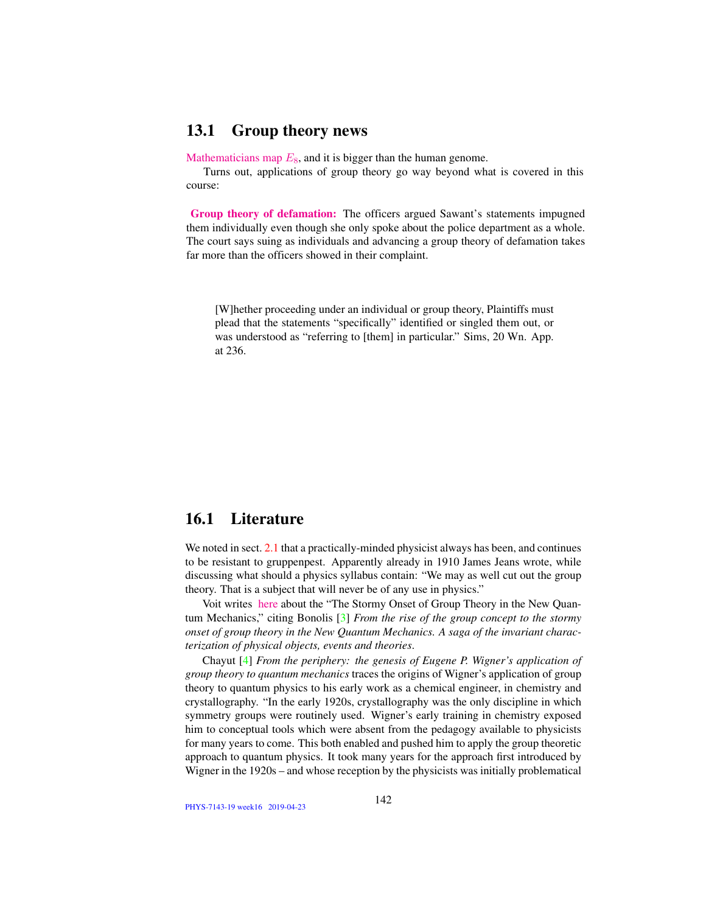## 13.1 Group theory news

Mathematicians map $E_8$, and it is bigger than the human genome.

Turns out, applications of group theory go way beyond what is covered in this course:

**Group theory of defamation:** The officers argued Sawant's statements impugned them individually even though she only spoke about the police department as a whole. The court says suing as individuals and advancing a group theory of defamation takes far more than the officers showed in their complaint.

> [W]hether proceeding under an individual or group theory, Plaintiffs must plead that the statements "specifically" identified or singled them out, or was understood as "referring to [them] in particular." Sims, 20 Wn. App. at 236.

## 16.1 Literature

We noted in sect. 2.1 that a practically-minded physicist always has been, and continues to be resistant to gruppenpest. Apparently already in 1910 James Jeans wrote, while discussing what should a physics syllabus contain: "We may as well cut out the group theory. That is a subject that will never be of any use in physics."

Voit writes here about the "The Stormy Onset of Group Theory in the New Quantum Mechanics," citing Bonolis [3] *From the rise of the group concept to the stormy onset of group theory in the New Quantum Mechanics. A saga of the invariant characterization of physical objects, events and theories*.

Chayut [4] *From the periphery: the genesis of Eugene P. Wigner's application of group theory to quantum mechanics* traces the origins of Wigner's application of group theory to quantum physics to his early work as a chemical engineer, in chemistry and crystallography. "In the early 1920s, crystallography was the only discipline in which symmetry groups were routinely used. Wigner's early training in chemistry exposed him to conceptual tools which were absent from the pedagogy available to physicists for many years to come. This both enabled and pushed him to apply the group theoretic approach to quantum physics. It took many years for the approach first introduced by Wigner in the 1920s – and whose reception by the physicists was initially problematical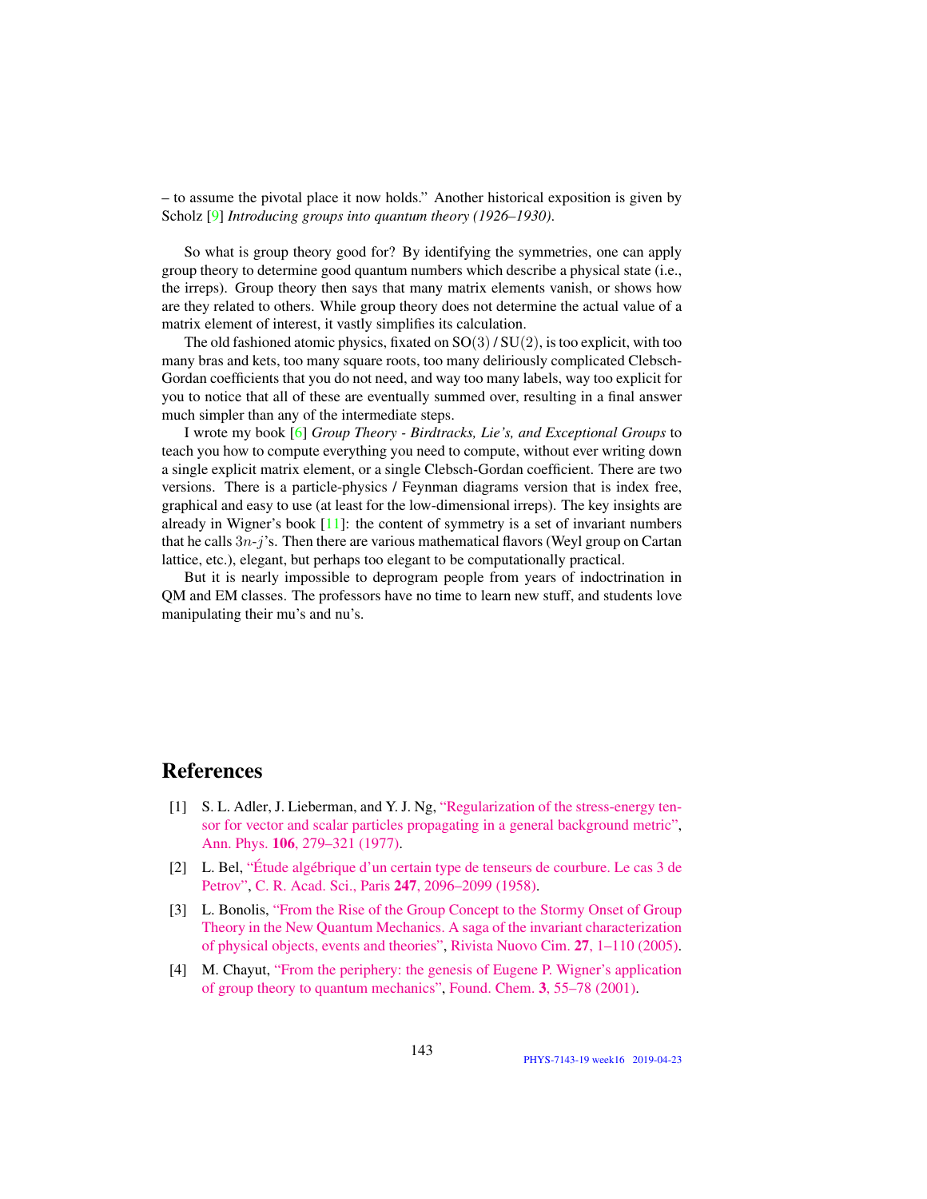– to assume the pivotal place it now holds." Another historical exposition is given by Scholz [9] *Introducing groups into quantum theory (1926–1930)*.

So what is group theory good for? By identifying the symmetries, one can apply group theory to determine good quantum numbers which describe a physical state (i.e., the irreps). Group theory then says that many matrix elements vanish, or shows how are they related to others. While group theory does not determine the actual value of a matrix element of interest, it vastly simplifies its calculation.

The old fashioned atomic physics, fixated on $\mathrm{SO}(3)$ / $\mathrm{SU}(2)$, is too explicit, with too many bras and kets, too many square roots, too many deliriously complicated Clebsch-Gordan coefficients that you do not need, and way too many labels, way too explicit for you to notice that all of these are eventually summed over, resulting in a final answer much simpler than any of the intermediate steps.

I wrote my book [6] *Group Theory - Birdtracks, Lie's, and Exceptional Groups* to teach you how to compute everything you need to compute, without ever writing down a single explicit matrix element, or a single Clebsch-Gordan coefficient. There are two versions. There is a particle-physics / Feynman diagrams version that is index free, graphical and easy to use (at least for the low-dimensional irreps). The key insights are already in Wigner's book [11]: the content of symmetry is a set of invariant numbers that he calls $3n$-$j$'s. Then there are various mathematical flavors (Weyl group on Cartan lattice, etc.), elegant, but perhaps too elegant to be computationally practical.

But it is nearly impossible to deprogram people from years of indoctrination in QM and EM classes. The professors have no time to learn new stuff, and students love manipulating their mu's and nu's.

# References

[1] S. L. Adler, J. Lieberman, and Y. J. Ng, "Regularization of the stress-energy tensor for vector and scalar particles propagating in a general background metric", Ann. Phys. **106**, 279–321 (1977).

[2] L. Bel, "Étude algébrique d'un certain type de tenseurs de courbure. Le cas 3 de Petrov", C. R. Acad. Sci., Paris **247**, 2096–2099 (1958).

[3] L. Bonolis, "From the Rise of the Group Concept to the Stormy Onset of Group Theory in the New Quantum Mechanics. A saga of the invariant characterization of physical objects, events and theories", Rivista Nuovo Cim. **27**, 1–110 (2005).

[4] M. Chayut, "From the periphery: the genesis of Eugene P. Wigner's application of group theory to quantum mechanics", Found. Chem. **3**, 55–78 (2001).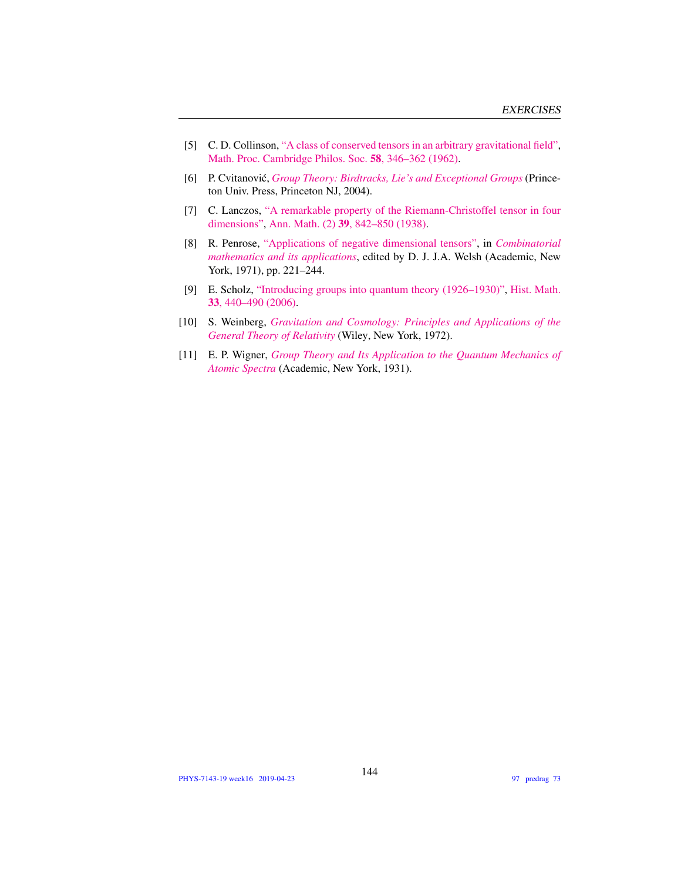[5] C. D. Collinson, "A class of conserved tensors in an arbitrary gravitational field", Math. Proc. Cambridge Philos. Soc. **58**, 346–362 (1962).

[6] P. Cvitanović, *Group Theory: Birdtracks, Lie's and Exceptional Groups* (Princeton Univ. Press, Princeton NJ, 2004).

[7] C. Lanczos, "A remarkable property of the Riemann-Christoffel tensor in four dimensions", Ann. Math. (2) **39**, 842–850 (1938).

[8] R. Penrose, "Applications of negative dimensional tensors", in *Combinatorial mathematics and its applications*, edited by D. J. J.A. Welsh (Academic, New York, 1971), pp. 221–244.

[9] E. Scholz, "Introducing groups into quantum theory (1926–1930)", Hist. Math. **33**, 440–490 (2006).

[10] S. Weinberg, *Gravitation and Cosmology: Principles and Applications of the General Theory of Relativity* (Wiley, New York, 1972).

[11] E. P. Wigner, *Group Theory and Its Application to the Quantum Mechanics of Atomic Spectra* (Academic, New York, 1931).